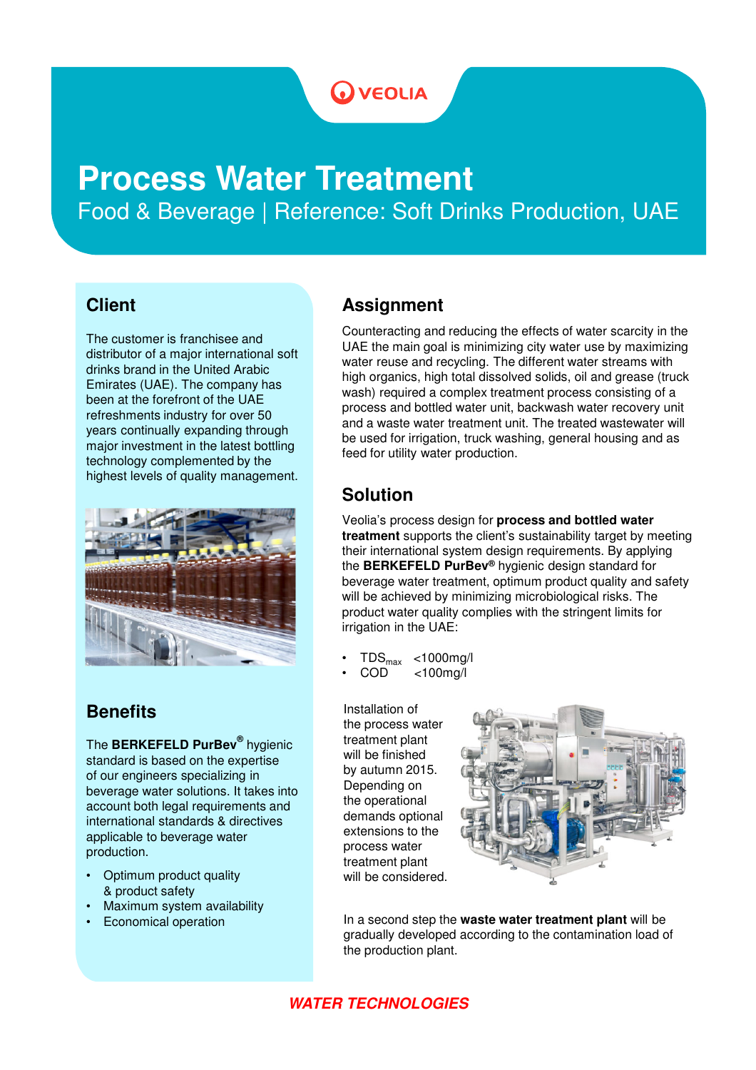# Process Water Treatment

Food & Beverage | Reference: Soft Drinks Production, UAE

## Client

The customer is franchisee and distributor of a major international soft drinks brand in the United Arabic Emirates (UAE). The company has been at the forefront of the UAE refreshments industry for over 50 years continually expanding through major investment in the latest bottling technology complemented by the highest levels of quality management.

## Benefits

The **BERKEFELD PurBev®** hygienic standard is based on the expertise of our engineers specializing in beverage water solutions. It takes into account both legal requirements and international standards & directives applicable to beverage water production.

- Optimum product quality & product safety
- Maximum system availability
- Economical operation

## Assignment

Counteracting and reducing the effects of water scarcity in the UAE the main goal is minimizing city water use by maximizing water reuse and recycling. The different water streams with high organics, high total dissolved solids, oil and grease (truck wash) required a complex treatment process consisting of a process and bottled water unit, backwash water recovery unit and a waste water treatment unit. The treated wastewater will be used for irrigation, truck washing, general housing and as feed for utility water production.

## Solution

Veolia's process design for **process and bottled water treatment** supports the client's sustainability target by meeting their international system design requirements. By applying the **BERKEFELD PurBev®** hygienic design standard for beverage water treatment, optimum product quality and safety will be achieved by minimizing microbiological risks. The product water quality complies with the stringent limits for irrigation in the UAE:

- $TDS_{max}$ <1000mg/l
- COD <100mg/l

Installation of the process water treatment plant will be finished by autumn 2015. Depending on the operational demands optional extensions to the process water treatment plant will be considered.

In a second step the **waste water treatment plant** will be gradually developed according to the contamination load of the production plant.

***WATER TECHNOLOGIES***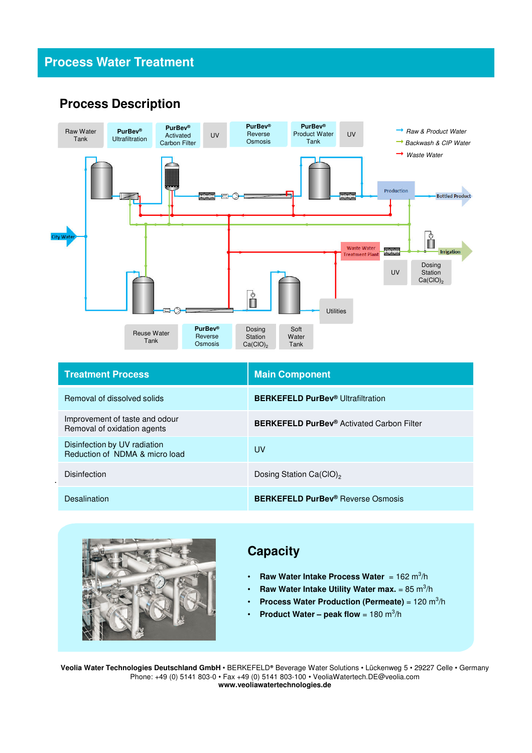# Process Water Treatment

## Process Description

Raw Water Tank

PurBev® Ultrafiltration

PurBev® Activated Carbon Filter

UV

PurBev® Reverse Osmosis

PurBev® Product Water Tank

UV

*Raw & Product Water*

*Backwash & CIP Water*

*Waste Water*

City Water

Production

Bottled Product

Waste Water Treatment Plant

Irrigation

UV

Dosing Station $Ca(ClO)_2$

Utilities

Reuse Water Tank

PurBev® Reverse Osmosis

Dosing Station $Ca(ClO)_2$

Soft Water Tank

| Treatment Process | Main Component |
|---|---|
| Removal of dissolved solids | **BERKEFELD PurBev®** Ultrafiltration |
| Improvement of taste and odour<br>Removal of oxidation agents | **BERKEFELD PurBev®** Activated Carbon Filter |
| Disinfection by UV radiation<br>Reduction of NDMA & micro load | UV |
| Disinfection | Dosing Station $Ca(ClO)_2$ |
| Desalination | **BERKEFELD PurBev®** Reverse Osmosis |

## Capacity

- **Raw Water Intake Process Water** = 162 $m^3/h$
- **Raw Water Intake Utility Water max.** = 85 $m^3/h$
- **Process Water Production (Permeate)** = 120 $m^3/h$
- **Product Water – peak flow** = 180 $m^3/h$

**Veolia Water Technologies Deutschland GmbH** • BERKEFELD® Beverage Water Solutions • Lückenweg 5 • 29227 Celle • Germany
Phone: +49 (0) 5141 803-0 • Fax +49 (0) 5141 803-100 • VeoliaWatertech.DE@veolia.com
**www.veoliawatertechnologies.de**